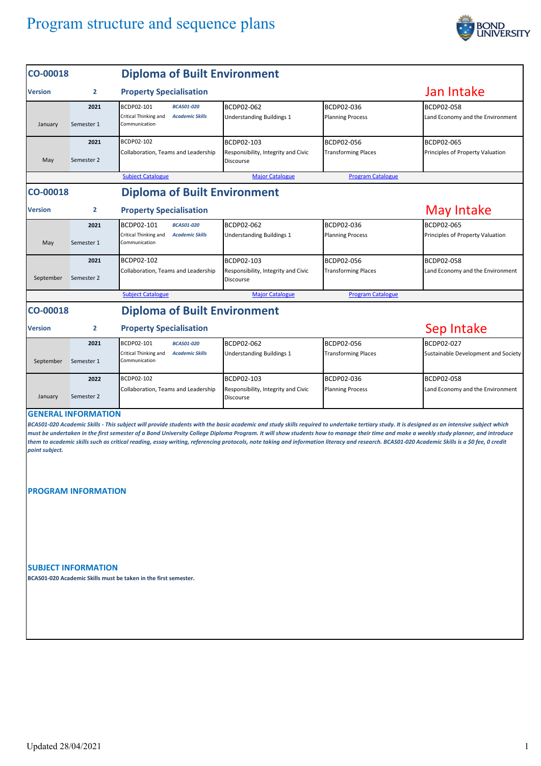# Program structure and sequence plans

## CO-00018 Diploma of Built Environment

**Version** 2 — **Property Specialisation** — Jan Intake

| | | | | | |
|---|---|---|---|---|---|
| January | 2021 Semester 1 | BCDP02-101 Critical Thinking and Communication / *BCAS01-020 Academic Skills* | BCDP02-062 Understanding Buildings 1 | BCDP02-036 Planning Process | BCDP02-058 Land Economy and the Environment |
| May | 2021 Semester 2 | BCDP02-102 Collaboration, Teams and Leadership | BCDP02-103 Responsibility, Integrity and Civic Discourse | BCDP02-056 Transforming Places | BCDP02-065 Principles of Property Valuation |

Subject Catalogue | Major Catalogue | Program Catalogue

## CO-00018 Diploma of Built Environment

**Version** 2 — **Property Specialisation** — May Intake

| | | | | | |
|---|---|---|---|---|---|
| May | 2021 Semester 1 | BCDP02-101 Critical Thinking and Communication / *BCAS01-020 Academic Skills* | BCDP02-062 Understanding Buildings 1 | BCDP02-036 Planning Process | BCDP02-065 Principles of Property Valuation |
| September | 2021 Semester 2 | BCDP02-102 Collaboration, Teams and Leadership | BCDP02-103 Responsibility, Integrity and Civic Discourse | BCDP02-056 Transforming Places | BCDP02-058 Land Economy and the Environment |

Subject Catalogue | Major Catalogue | Program Catalogue

## CO-00018 Diploma of Built Environment

**Version** 2 — **Property Specialisation** — Sep Intake

| | | | | | |
|---|---|---|---|---|---|
| September | 2021 Semester 1 | BCDP02-101 Critical Thinking and Communication / *BCAS01-020 Academic Skills* | BCDP02-062 Understanding Buildings 1 | BCDP02-056 Transforming Places | BCDP02-027 Sustainable Development and Society |
| January | 2022 Semester 2 | BCDP02-102 Collaboration, Teams and Leadership | BCDP02-103 Responsibility, Integrity and Civic Discourse | BCDP02-036 Planning Process | BCDP02-058 Land Economy and the Environment |

### GENERAL INFORMATION

***BCAS01-020 Academic Skills - This subject will provide students with the basic academic and study skills required to undertake tertiary study. It is designed as an intensive subject which must be undertaken in the first semester of a Bond University College Diploma Program. It will show students how to manage their time and make a weekly study planner, and introduce them to academic skills such as critical reading, essay writing, referencing protocols, note taking and information literacy and research. BCAS01-020 Academic Skills is a $0 fee, 0 credit point subject.***

### PROGRAM INFORMATION

### SUBJECT INFORMATION

**BCAS01-020 Academic Skills must be taken in the first semester.**

Updated 28/04/2021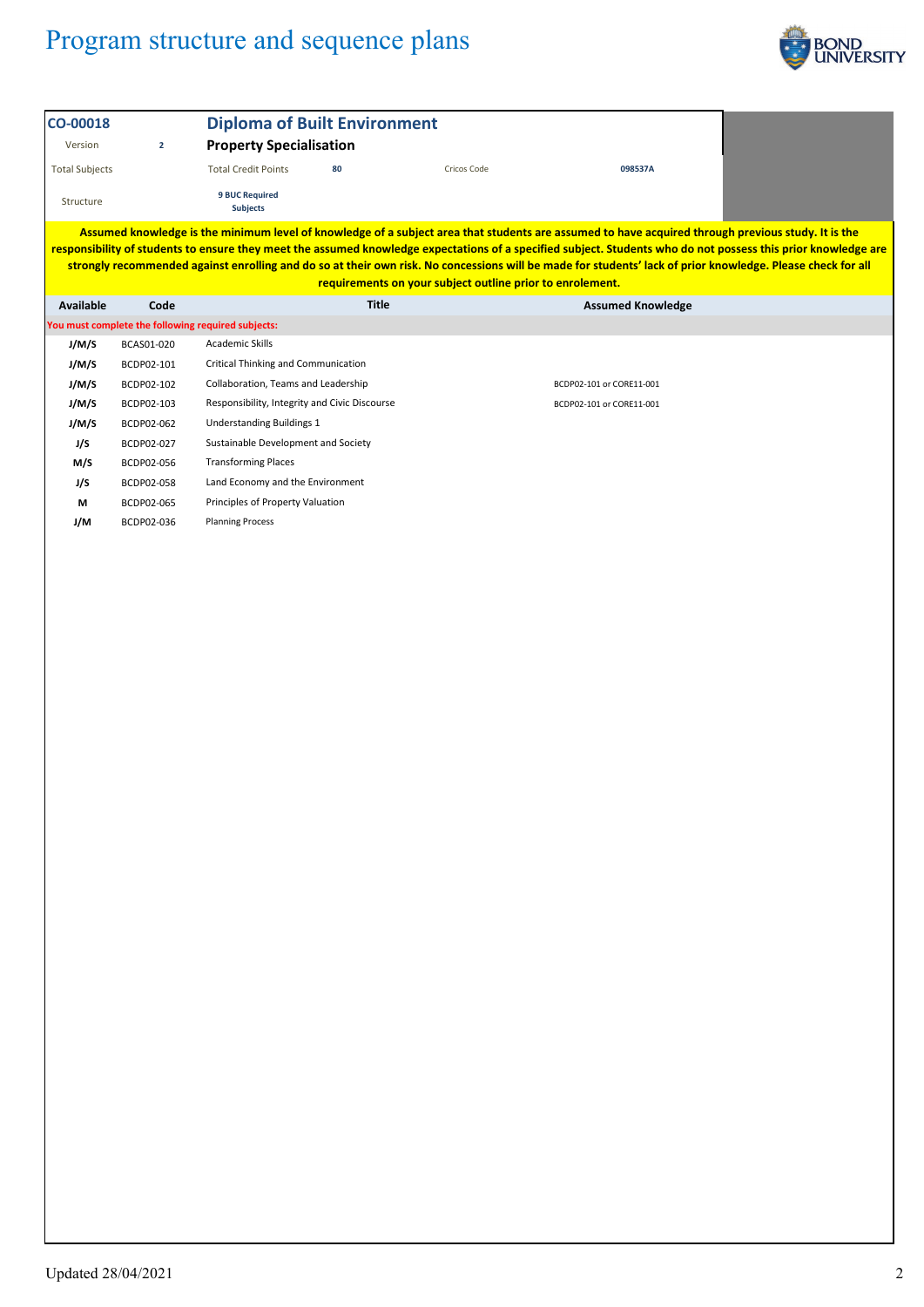# Program structure and sequence plans

| CO-00018 | | Diploma of Built Environment | | | |
|---|---|---|---|---|---|
| Version | 2 | Property Specialisation | | | |
| Total Subjects | | Total Credit Points | 80 | Cricos Code | 098537A |
| Structure | | 9 BUC Required Subjects | | | |

**Assumed knowledge is the minimum level of knowledge of a subject area that students are assumed to have acquired through previous study. It is the responsibility of students to ensure they meet the assumed knowledge expectations of a specified subject. Students who do not possess this prior knowledge are strongly recommended against enrolling and do so at their own risk. No concessions will be made for students' lack of prior knowledge. Please check for all requirements on your subject outline prior to enrolement.**

| Available | Code | Title | Assumed Knowledge |
|---|---|---|---|
| You must complete the following required subjects: | | | |
| J/M/S | BCAS01-020 | Academic Skills | |
| J/M/S | BCDP02-101 | Critical Thinking and Communication | |
| J/M/S | BCDP02-102 | Collaboration, Teams and Leadership | BCDP02-101 or CORE11-001 |
| J/M/S | BCDP02-103 | Responsibility, Integrity and Civic Discourse | BCDP02-101 or CORE11-001 |
| J/M/S | BCDP02-062 | Understanding Buildings 1 | |
| J/S | BCDP02-027 | Sustainable Development and Society | |
| M/S | BCDP02-056 | Transforming Places | |
| J/S | BCDP02-058 | Land Economy and the Environment | |
| M | BCDP02-065 | Principles of Property Valuation | |
| J/M | BCDP02-036 | Planning Process | |

Updated 28/04/2021